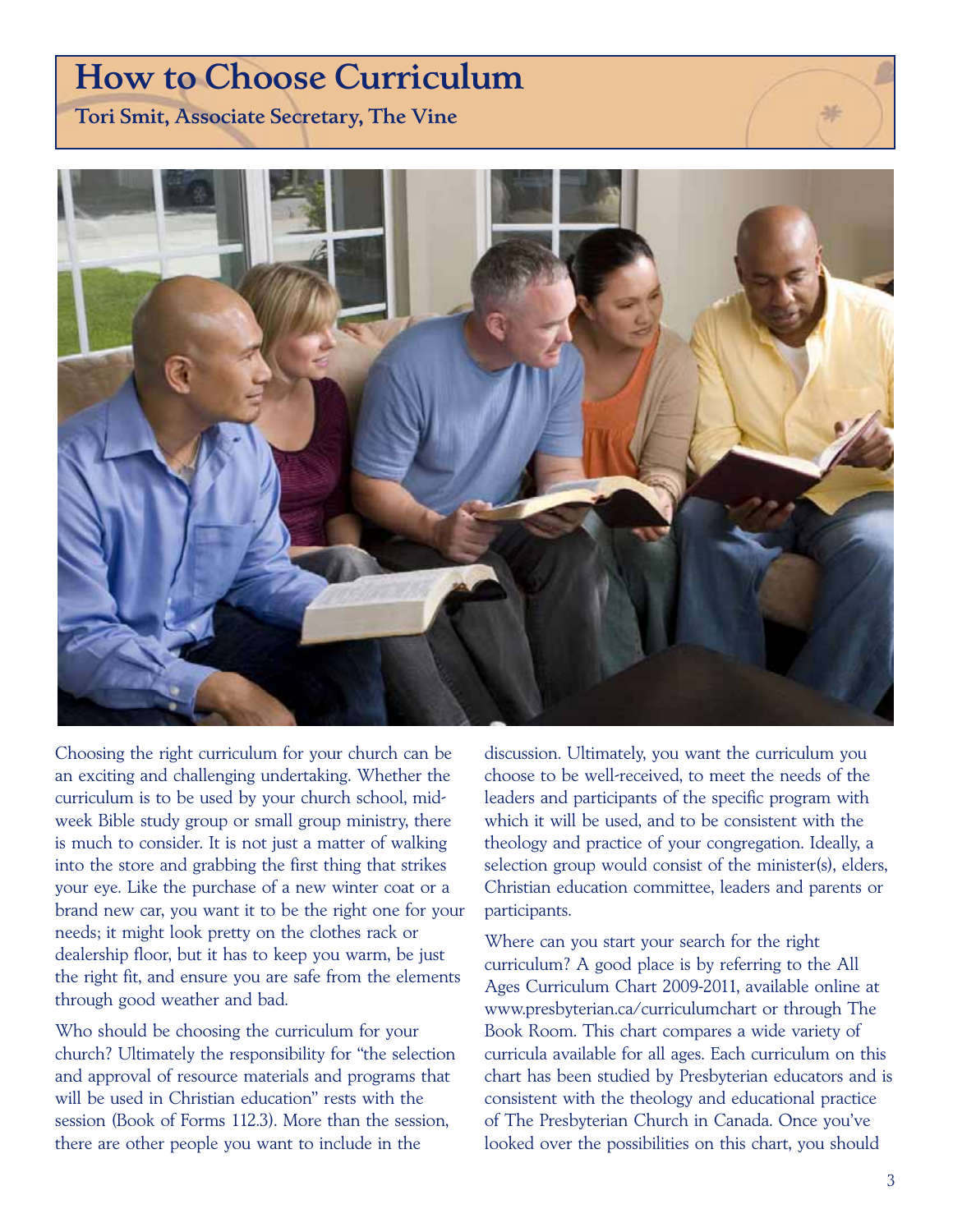# How to Choose Curriculum

**Tori Smit, Associate Secretary, The Vine**

Choosing the right curriculum for your church can be an exciting and challenging undertaking. Whether the curriculum is to be used by your church school, mid-week Bible study group or small group ministry, there is much to consider. It is not just a matter of walking into the store and grabbing the first thing that strikes your eye. Like the purchase of a new winter coat or a brand new car, you want it to be the right one for your needs; it might look pretty on the clothes rack or dealership floor, but it has to keep you warm, be just the right fit, and ensure you are safe from the elements through good weather and bad.

Who should be choosing the curriculum for your church? Ultimately the responsibility for "the selection and approval of resource materials and programs that will be used in Christian education" rests with the session (Book of Forms 112.3). More than the session, there are other people you want to include in the discussion. Ultimately, you want the curriculum you choose to be well-received, to meet the needs of the leaders and participants of the specific program with which it will be used, and to be consistent with the theology and practice of your congregation. Ideally, a selection group would consist of the minister(s), elders, Christian education committee, leaders and parents or participants.

Where can you start your search for the right curriculum? A good place is by referring to the All Ages Curriculum Chart 2009-2011, available online at www.presbyterian.ca/curriculumchart or through The Book Room. This chart compares a wide variety of curricula available for all ages. Each curriculum on this chart has been studied by Presbyterian educators and is consistent with the theology and educational practice of The Presbyterian Church in Canada. Once you've looked over the possibilities on this chart, you should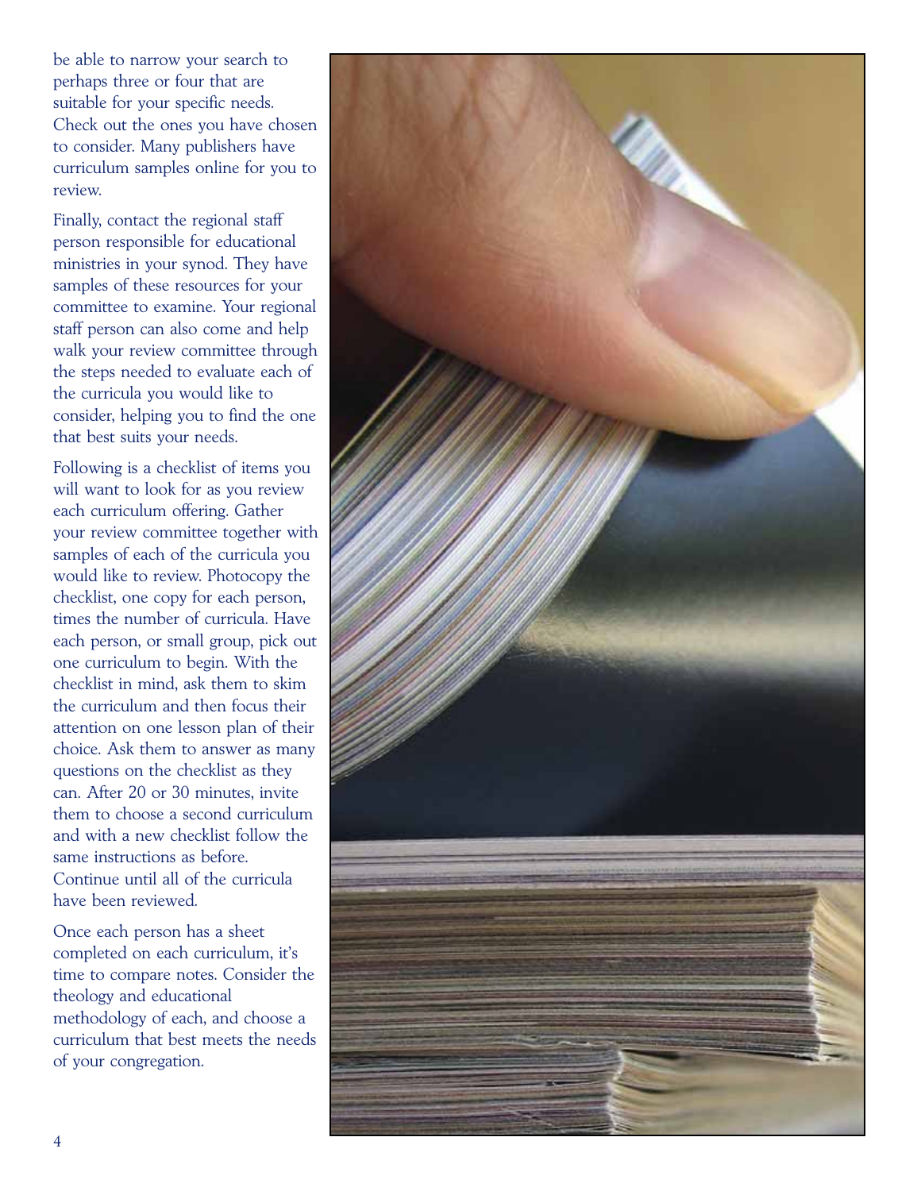be able to narrow your search to perhaps three or four that are suitable for your specific needs. Check out the ones you have chosen to consider. Many publishers have curriculum samples online for you to review.

Finally, contact the regional staff person responsible for educational ministries in your synod. They have samples of these resources for your committee to examine. Your regional staff person can also come and help walk your review committee through the steps needed to evaluate each of the curricula you would like to consider, helping you to find the one that best suits your needs.

Following is a checklist of items you will want to look for as you review each curriculum offering. Gather your review committee together with samples of each of the curricula you would like to review. Photocopy the checklist, one copy for each person, times the number of curricula. Have each person, or small group, pick out one curriculum to begin. With the checklist in mind, ask them to skim the curriculum and then focus their attention on one lesson plan of their choice. Ask them to answer as many questions on the checklist as they can. After 20 or 30 minutes, invite them to choose a second curriculum and with a new checklist follow the same instructions as before. Continue until all of the curricula have been reviewed.

Once each person has a sheet completed on each curriculum, it's time to compare notes. Consider the theology and educational methodology of each, and choose a curriculum that best meets the needs of your congregation.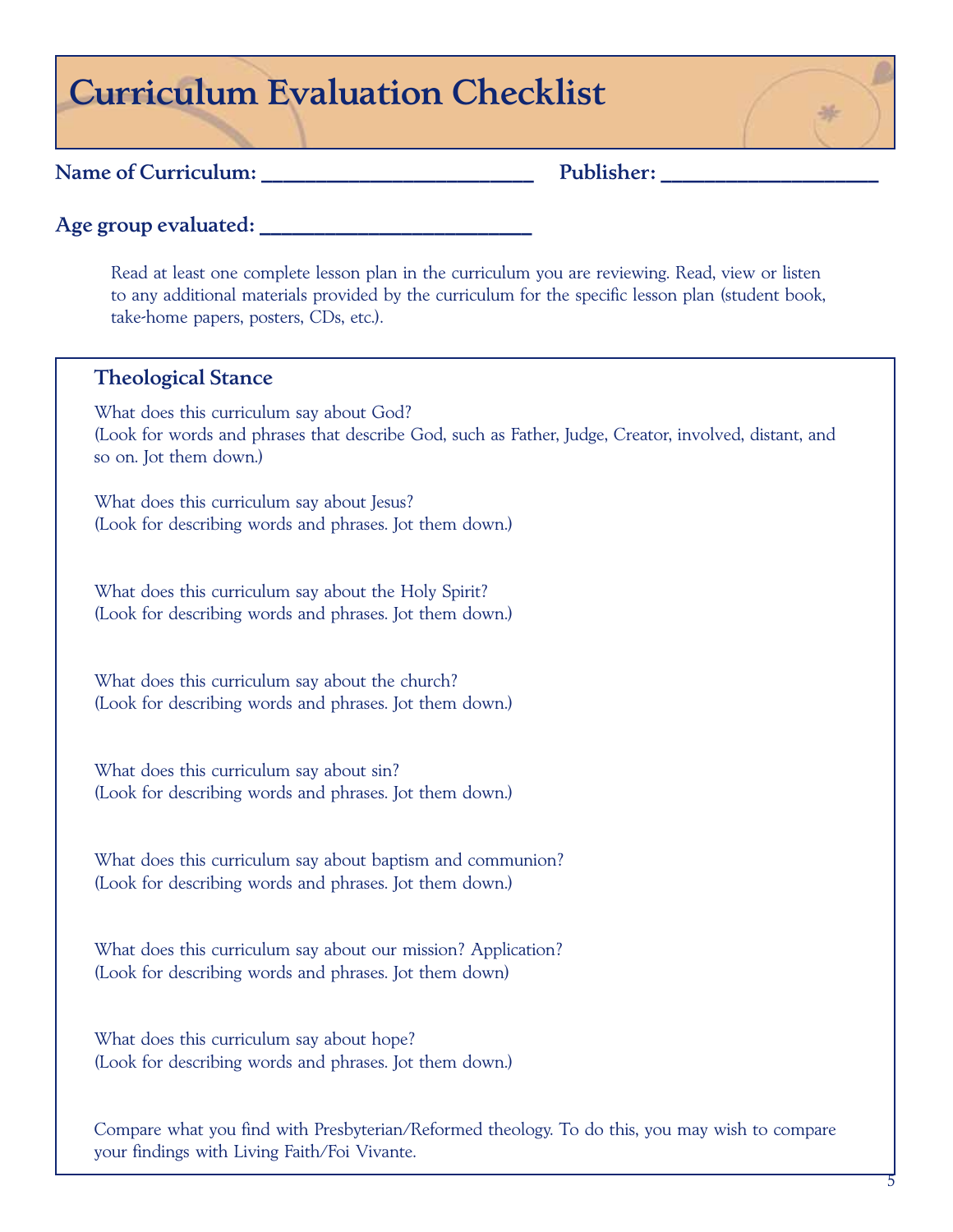# Curriculum Evaluation Checklist

**Name of Curriculum:** ___________________________ **Publisher:** ____________________

**Age group evaluated:** ___________________________

Read at least one complete lesson plan in the curriculum you are reviewing. Read, view or listen to any additional materials provided by the curriculum for the specific lesson plan (student book, take-home papers, posters, CDs, etc.).

### Theological Stance

What does this curriculum say about God?
(Look for words and phrases that describe God, such as Father, Judge, Creator, involved, distant, and so on. Jot them down.)

What does this curriculum say about Jesus?
(Look for describing words and phrases. Jot them down.)

What does this curriculum say about the Holy Spirit?
(Look for describing words and phrases. Jot them down.)

What does this curriculum say about the church?
(Look for describing words and phrases. Jot them down.)

What does this curriculum say about sin?
(Look for describing words and phrases. Jot them down.)

What does this curriculum say about baptism and communion?
(Look for describing words and phrases. Jot them down.)

What does this curriculum say about our mission? Application?
(Look for describing words and phrases. Jot them down)

What does this curriculum say about hope?
(Look for describing words and phrases. Jot them down.)

Compare what you find with Presbyterian/Reformed theology. To do this, you may wish to compare your findings with Living Faith/Foi Vivante.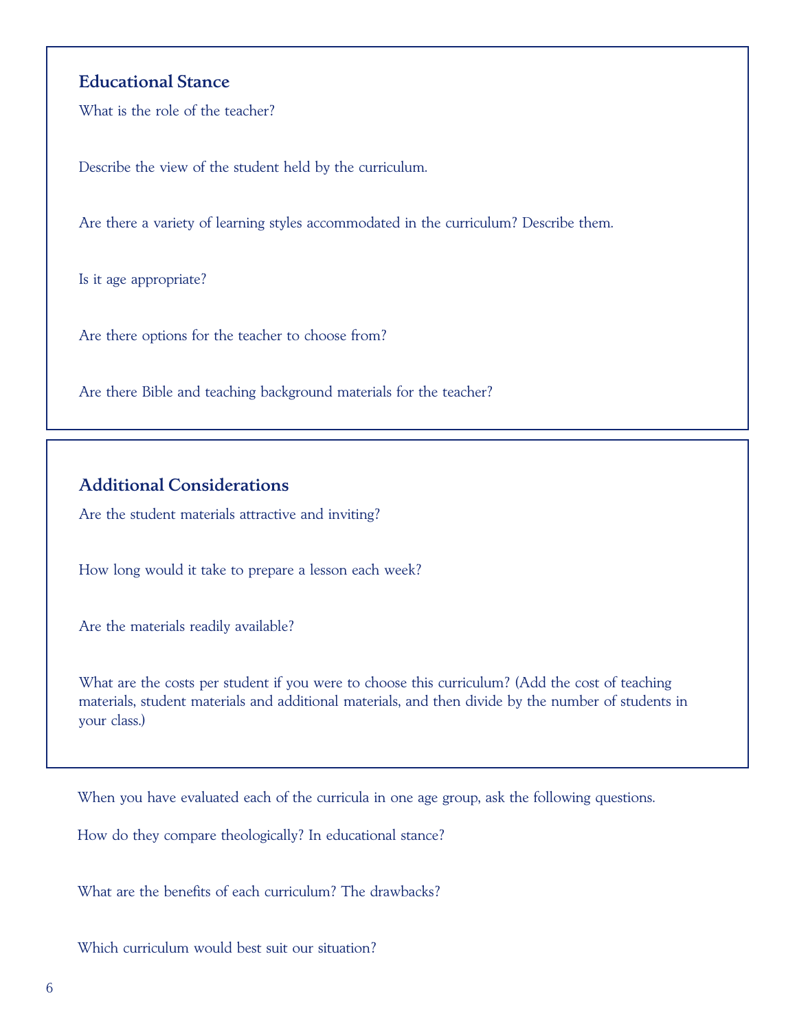## Educational Stance

What is the role of the teacher?

Describe the view of the student held by the curriculum.

Are there a variety of learning styles accommodated in the curriculum? Describe them.

Is it age appropriate?

Are there options for the teacher to choose from?

Are there Bible and teaching background materials for the teacher?

## Additional Considerations

Are the student materials attractive and inviting?

How long would it take to prepare a lesson each week?

Are the materials readily available?

What are the costs per student if you were to choose this curriculum? (Add the cost of teaching materials, student materials and additional materials, and then divide by the number of students in your class.)

When you have evaluated each of the curricula in one age group, ask the following questions.

How do they compare theologically? In educational stance?

What are the benefits of each curriculum? The drawbacks?

Which curriculum would best suit our situation?